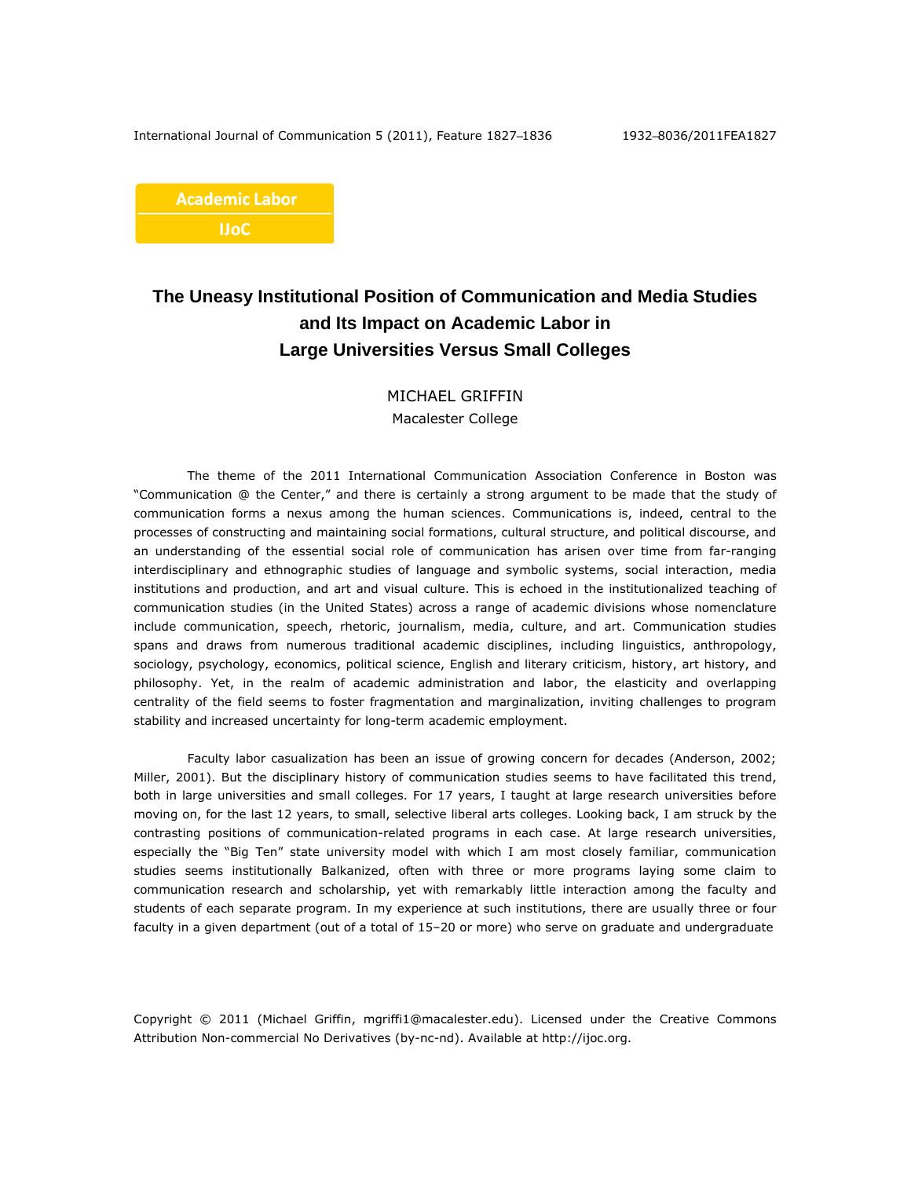Academic Labor

IJoC

# The Uneasy Institutional Position of Communication and Media Studies and Its Impact on Academic Labor in Large Universities Versus Small Colleges

MICHAEL GRIFFIN
Macalester College

The theme of the 2011 International Communication Association Conference in Boston was "Communication @ the Center," and there is certainly a strong argument to be made that the study of communication forms a nexus among the human sciences. Communications is, indeed, central to the processes of constructing and maintaining social formations, cultural structure, and political discourse, and an understanding of the essential social role of communication has arisen over time from far-ranging interdisciplinary and ethnographic studies of language and symbolic systems, social interaction, media institutions and production, and art and visual culture. This is echoed in the institutionalized teaching of communication studies (in the United States) across a range of academic divisions whose nomenclature include communication, speech, rhetoric, journalism, media, culture, and art. Communication studies spans and draws from numerous traditional academic disciplines, including linguistics, anthropology, sociology, psychology, economics, political science, English and literary criticism, history, art history, and philosophy. Yet, in the realm of academic administration and labor, the elasticity and overlapping centrality of the field seems to foster fragmentation and marginalization, inviting challenges to program stability and increased uncertainty for long-term academic employment.

Faculty labor casualization has been an issue of growing concern for decades (Anderson, 2002; Miller, 2001). But the disciplinary history of communication studies seems to have facilitated this trend, both in large universities and small colleges. For 17 years, I taught at large research universities before moving on, for the last 12 years, to small, selective liberal arts colleges. Looking back, I am struck by the contrasting positions of communication-related programs in each case. At large research universities, especially the "Big Ten" state university model with which I am most closely familiar, communication studies seems institutionally Balkanized, often with three or more programs laying some claim to communication research and scholarship, yet with remarkably little interaction among the faculty and students of each separate program. In my experience at such institutions, there are usually three or four faculty in a given department (out of a total of 15–20 or more) who serve on graduate and undergraduate

Copyright © 2011 (Michael Griffin, mgriffi1@macalester.edu). Licensed under the Creative Commons Attribution Non-commercial No Derivatives (by-nc-nd). Available at http://ijoc.org.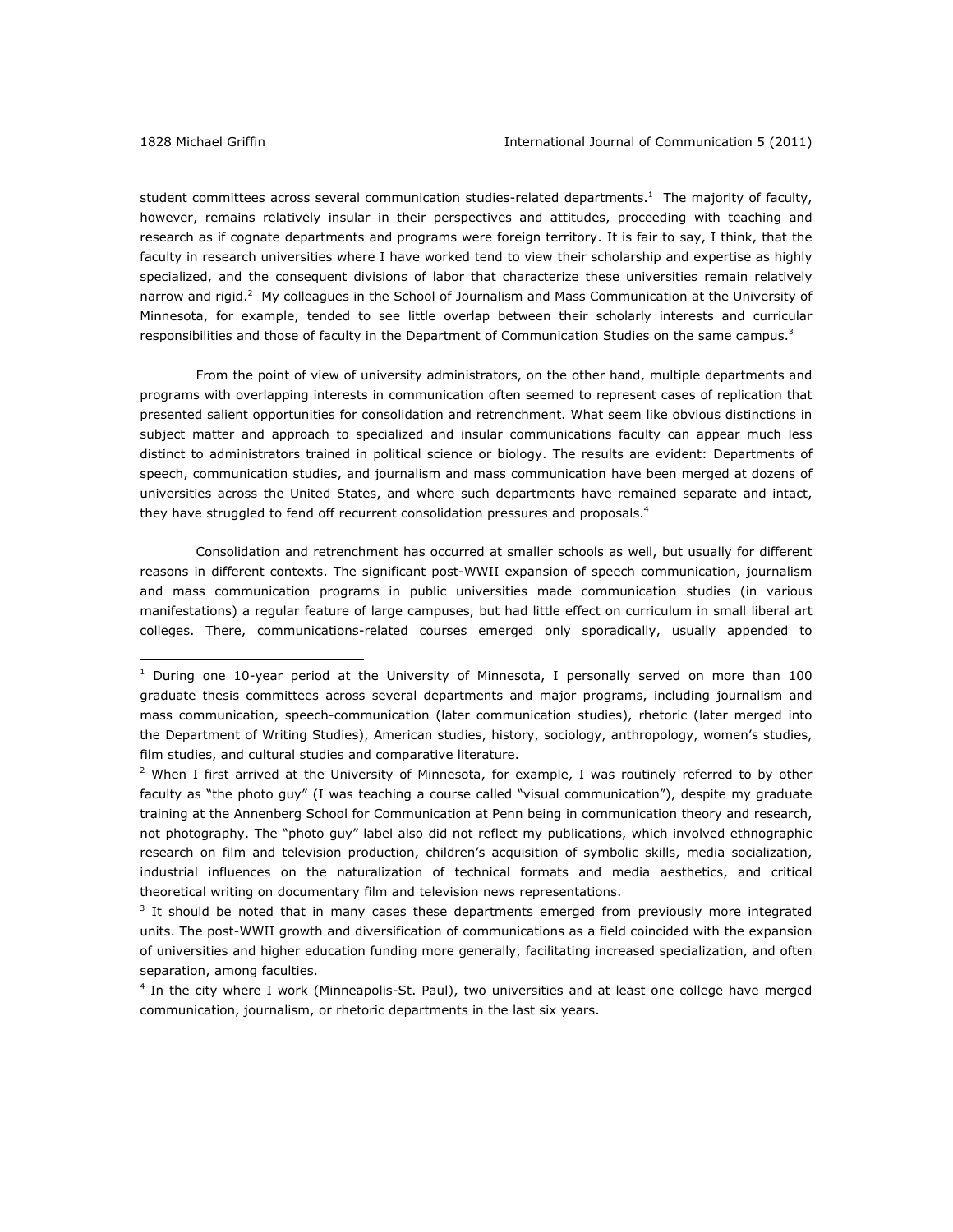student committees across several communication studies-related departments.[1] The majority of faculty, however, remains relatively insular in their perspectives and attitudes, proceeding with teaching and research as if cognate departments and programs were foreign territory. It is fair to say, I think, that the faculty in research universities where I have worked tend to view their scholarship and expertise as highly specialized, and the consequent divisions of labor that characterize these universities remain relatively narrow and rigid.[2] My colleagues in the School of Journalism and Mass Communication at the University of Minnesota, for example, tended to see little overlap between their scholarly interests and curricular responsibilities and those of faculty in the Department of Communication Studies on the same campus.[3]

From the point of view of university administrators, on the other hand, multiple departments and programs with overlapping interests in communication often seemed to represent cases of replication that presented salient opportunities for consolidation and retrenchment. What seem like obvious distinctions in subject matter and approach to specialized and insular communications faculty can appear much less distinct to administrators trained in political science or biology. The results are evident: Departments of speech, communication studies, and journalism and mass communication have been merged at dozens of universities across the United States, and where such departments have remained separate and intact, they have struggled to fend off recurrent consolidation pressures and proposals.[4]

Consolidation and retrenchment has occurred at smaller schools as well, but usually for different reasons in different contexts. The significant post-WWII expansion of speech communication, journalism and mass communication programs in public universities made communication studies (in various manifestations) a regular feature of large campuses, but had little effect on curriculum in small liberal art colleges. There, communications-related courses emerged only sporadically, usually appended to

---

[1] During one 10-year period at the University of Minnesota, I personally served on more than 100 graduate thesis committees across several departments and major programs, including journalism and mass communication, speech-communication (later communication studies), rhetoric (later merged into the Department of Writing Studies), American studies, history, sociology, anthropology, women's studies, film studies, and cultural studies and comparative literature.

[2] When I first arrived at the University of Minnesota, for example, I was routinely referred to by other faculty as "the photo guy" (I was teaching a course called "visual communication"), despite my graduate training at the Annenberg School for Communication at Penn being in communication theory and research, not photography. The "photo guy" label also did not reflect my publications, which involved ethnographic research on film and television production, children's acquisition of symbolic skills, media socialization, industrial influences on the naturalization of technical formats and media aesthetics, and critical theoretical writing on documentary film and television news representations.

[3] It should be noted that in many cases these departments emerged from previously more integrated units. The post-WWII growth and diversification of communications as a field coincided with the expansion of universities and higher education funding more generally, facilitating increased specialization, and often separation, among faculties.

[4] In the city where I work (Minneapolis-St. Paul), two universities and at least one college have merged communication, journalism, or rhetoric departments in the last six years.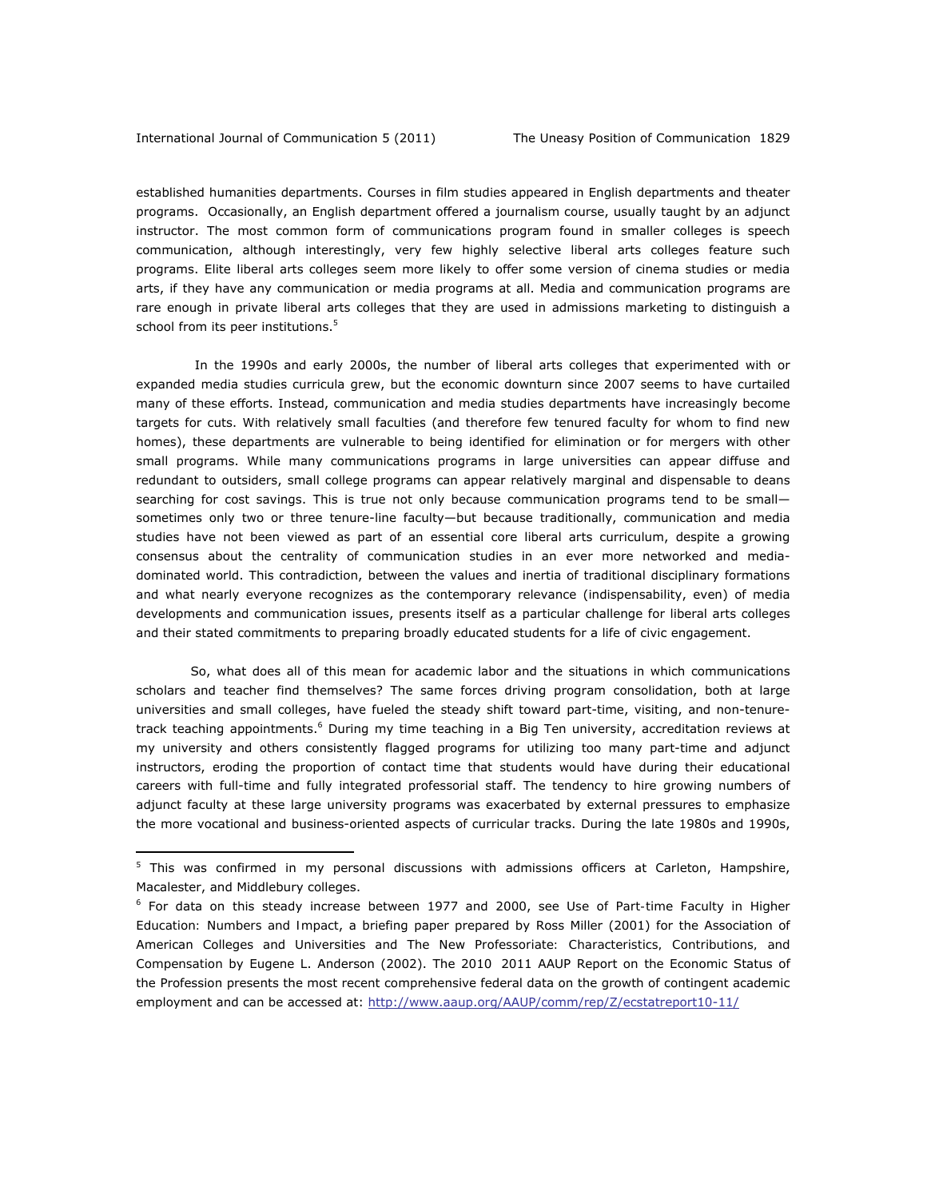established humanities departments. Courses in film studies appeared in English departments and theater programs. Occasionally, an English department offered a journalism course, usually taught by an adjunct instructor. The most common form of communications program found in smaller colleges is speech communication, although interestingly, very few highly selective liberal arts colleges feature such programs. Elite liberal arts colleges seem more likely to offer some version of cinema studies or media arts, if they have any communication or media programs at all. Media and communication programs are rare enough in private liberal arts colleges that they are used in admissions marketing to distinguish a school from its peer institutions.[5]

In the 1990s and early 2000s, the number of liberal arts colleges that experimented with or expanded media studies curricula grew, but the economic downturn since 2007 seems to have curtailed many of these efforts. Instead, communication and media studies departments have increasingly become targets for cuts. With relatively small faculties (and therefore few tenured faculty for whom to find new homes), these departments are vulnerable to being identified for elimination or for mergers with other small programs. While many communications programs in large universities can appear diffuse and redundant to outsiders, small college programs can appear relatively marginal and dispensable to deans searching for cost savings. This is true not only because communication programs tend to be small—sometimes only two or three tenure-line faculty—but because traditionally, communication and media studies have not been viewed as part of an essential core liberal arts curriculum, despite a growing consensus about the centrality of communication studies in an ever more networked and media-dominated world. This contradiction, between the values and inertia of traditional disciplinary formations and what nearly everyone recognizes as the contemporary relevance (indispensability, even) of media developments and communication issues, presents itself as a particular challenge for liberal arts colleges and their stated commitments to preparing broadly educated students for a life of civic engagement.

So, what does all of this mean for academic labor and the situations in which communications scholars and teacher find themselves? The same forces driving program consolidation, both at large universities and small colleges, have fueled the steady shift toward part-time, visiting, and non-tenure-track teaching appointments.[6] During my time teaching in a Big Ten university, accreditation reviews at my university and others consistently flagged programs for utilizing too many part-time and adjunct instructors, eroding the proportion of contact time that students would have during their educational careers with full-time and fully integrated professorial staff. The tendency to hire growing numbers of adjunct faculty at these large university programs was exacerbated by external pressures to emphasize the more vocational and business-oriented aspects of curricular tracks. During the late 1980s and 1990s,

---

[5] This was confirmed in my personal discussions with admissions officers at Carleton, Hampshire, Macalester, and Middlebury colleges.

[6] For data on this steady increase between 1977 and 2000, see Use of Part-time Faculty in Higher Education: Numbers and Impact, a briefing paper prepared by Ross Miller (2001) for the Association of American Colleges and Universities and The New Professoriate: Characteristics, Contributions, and Compensation by Eugene L. Anderson (2002). The 2010 2011 AAUP Report on the Economic Status of the Profession presents the most recent comprehensive federal data on the growth of contingent academic employment and can be accessed at: http://www.aaup.org/AAUP/comm/rep/Z/ecstatreport10-11/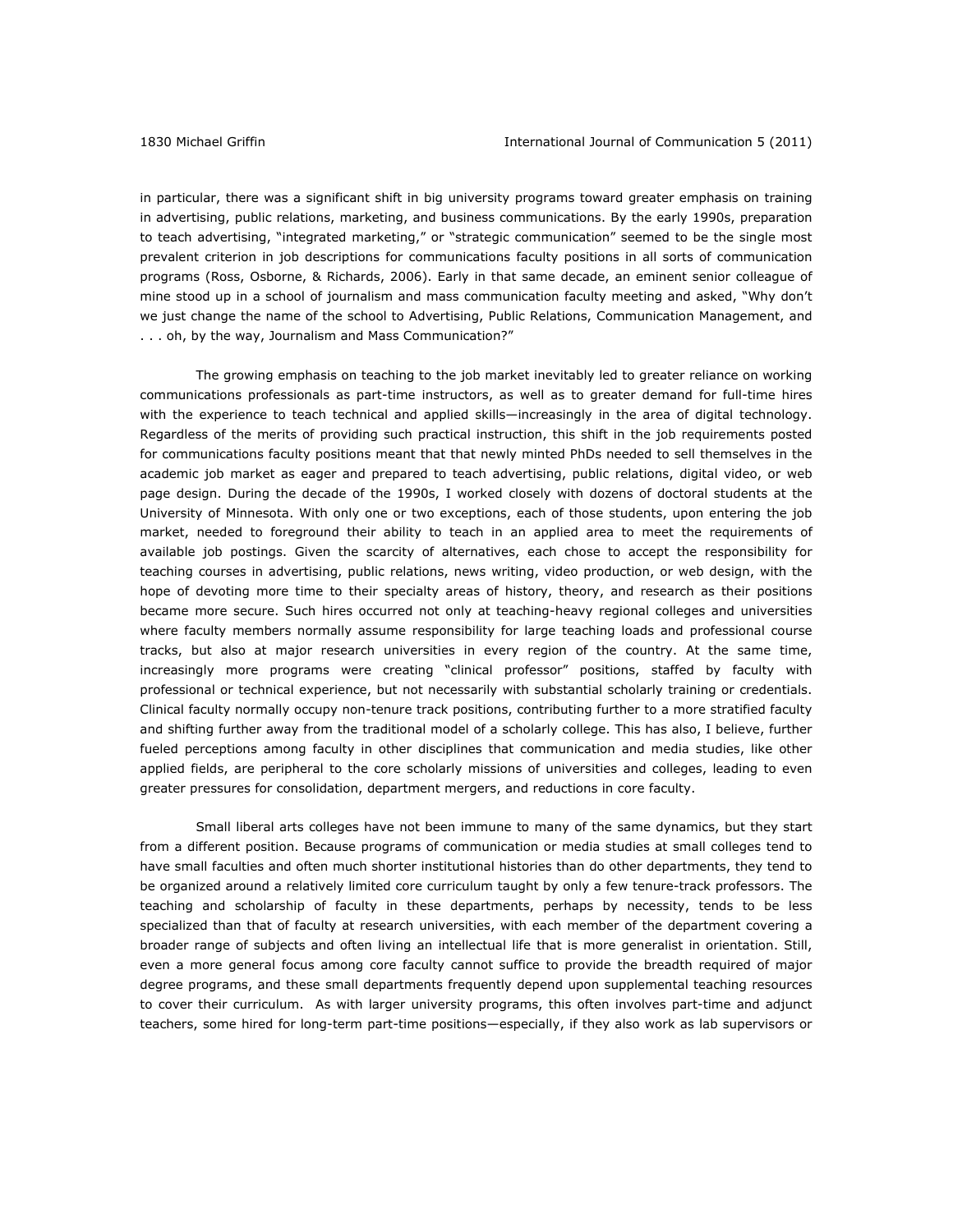in particular, there was a significant shift in big university programs toward greater emphasis on training in advertising, public relations, marketing, and business communications. By the early 1990s, preparation to teach advertising, "integrated marketing," or "strategic communication" seemed to be the single most prevalent criterion in job descriptions for communications faculty positions in all sorts of communication programs (Ross, Osborne, & Richards, 2006). Early in that same decade, an eminent senior colleague of mine stood up in a school of journalism and mass communication faculty meeting and asked, "Why don't we just change the name of the school to Advertising, Public Relations, Communication Management, and . . . oh, by the way, Journalism and Mass Communication?"

The growing emphasis on teaching to the job market inevitably led to greater reliance on working communications professionals as part-time instructors, as well as to greater demand for full-time hires with the experience to teach technical and applied skills—increasingly in the area of digital technology. Regardless of the merits of providing such practical instruction, this shift in the job requirements posted for communications faculty positions meant that that newly minted PhDs needed to sell themselves in the academic job market as eager and prepared to teach advertising, public relations, digital video, or web page design. During the decade of the 1990s, I worked closely with dozens of doctoral students at the University of Minnesota. With only one or two exceptions, each of those students, upon entering the job market, needed to foreground their ability to teach in an applied area to meet the requirements of available job postings. Given the scarcity of alternatives, each chose to accept the responsibility for teaching courses in advertising, public relations, news writing, video production, or web design, with the hope of devoting more time to their specialty areas of history, theory, and research as their positions became more secure. Such hires occurred not only at teaching-heavy regional colleges and universities where faculty members normally assume responsibility for large teaching loads and professional course tracks, but also at major research universities in every region of the country. At the same time, increasingly more programs were creating "clinical professor" positions, staffed by faculty with professional or technical experience, but not necessarily with substantial scholarly training or credentials. Clinical faculty normally occupy non-tenure track positions, contributing further to a more stratified faculty and shifting further away from the traditional model of a scholarly college. This has also, I believe, further fueled perceptions among faculty in other disciplines that communication and media studies, like other applied fields, are peripheral to the core scholarly missions of universities and colleges, leading to even greater pressures for consolidation, department mergers, and reductions in core faculty.

Small liberal arts colleges have not been immune to many of the same dynamics, but they start from a different position. Because programs of communication or media studies at small colleges tend to have small faculties and often much shorter institutional histories than do other departments, they tend to be organized around a relatively limited core curriculum taught by only a few tenure-track professors. The teaching and scholarship of faculty in these departments, perhaps by necessity, tends to be less specialized than that of faculty at research universities, with each member of the department covering a broader range of subjects and often living an intellectual life that is more generalist in orientation. Still, even a more general focus among core faculty cannot suffice to provide the breadth required of major degree programs, and these small departments frequently depend upon supplemental teaching resources to cover their curriculum. As with larger university programs, this often involves part-time and adjunct teachers, some hired for long-term part-time positions—especially, if they also work as lab supervisors or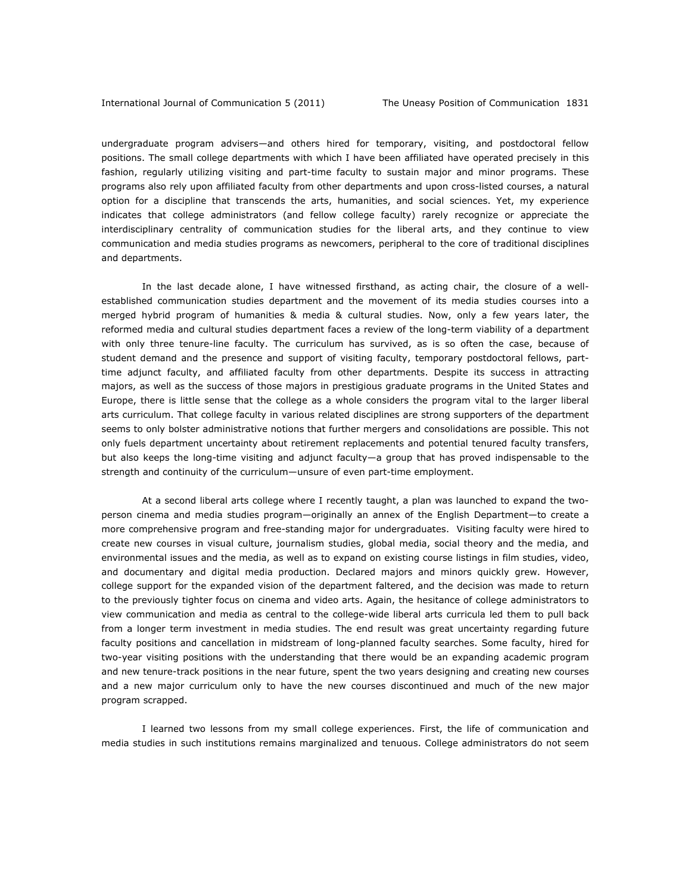undergraduate program advisers—and others hired for temporary, visiting, and postdoctoral fellow positions. The small college departments with which I have been affiliated have operated precisely in this fashion, regularly utilizing visiting and part-time faculty to sustain major and minor programs. These programs also rely upon affiliated faculty from other departments and upon cross-listed courses, a natural option for a discipline that transcends the arts, humanities, and social sciences. Yet, my experience indicates that college administrators (and fellow college faculty) rarely recognize or appreciate the interdisciplinary centrality of communication studies for the liberal arts, and they continue to view communication and media studies programs as newcomers, peripheral to the core of traditional disciplines and departments.

In the last decade alone, I have witnessed firsthand, as acting chair, the closure of a well-established communication studies department and the movement of its media studies courses into a merged hybrid program of humanities & media & cultural studies. Now, only a few years later, the reformed media and cultural studies department faces a review of the long-term viability of a department with only three tenure-line faculty. The curriculum has survived, as is so often the case, because of student demand and the presence and support of visiting faculty, temporary postdoctoral fellows, part-time adjunct faculty, and affiliated faculty from other departments. Despite its success in attracting majors, as well as the success of those majors in prestigious graduate programs in the United States and Europe, there is little sense that the college as a whole considers the program vital to the larger liberal arts curriculum. That college faculty in various related disciplines are strong supporters of the department seems to only bolster administrative notions that further mergers and consolidations are possible. This not only fuels department uncertainty about retirement replacements and potential tenured faculty transfers, but also keeps the long-time visiting and adjunct faculty—a group that has proved indispensable to the strength and continuity of the curriculum—unsure of even part-time employment.

At a second liberal arts college where I recently taught, a plan was launched to expand the two-person cinema and media studies program—originally an annex of the English Department—to create a more comprehensive program and free-standing major for undergraduates. Visiting faculty were hired to create new courses in visual culture, journalism studies, global media, social theory and the media, and environmental issues and the media, as well as to expand on existing course listings in film studies, video, and documentary and digital media production. Declared majors and minors quickly grew. However, college support for the expanded vision of the department faltered, and the decision was made to return to the previously tighter focus on cinema and video arts. Again, the hesitance of college administrators to view communication and media as central to the college-wide liberal arts curricula led them to pull back from a longer term investment in media studies. The end result was great uncertainty regarding future faculty positions and cancellation in midstream of long-planned faculty searches. Some faculty, hired for two-year visiting positions with the understanding that there would be an expanding academic program and new tenure-track positions in the near future, spent the two years designing and creating new courses and a new major curriculum only to have the new courses discontinued and much of the new major program scrapped.

I learned two lessons from my small college experiences. First, the life of communication and media studies in such institutions remains marginalized and tenuous. College administrators do not seem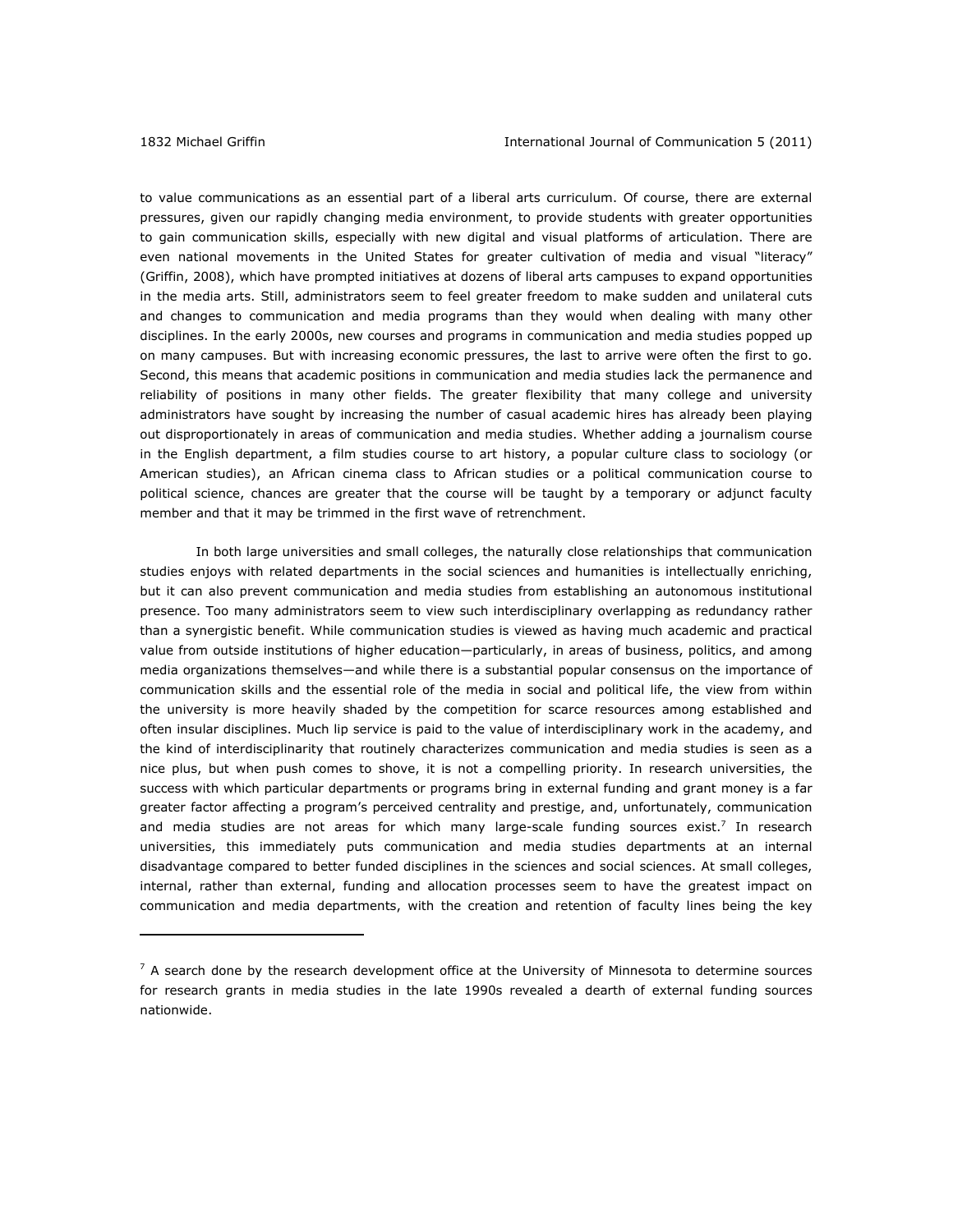to value communications as an essential part of a liberal arts curriculum. Of course, there are external pressures, given our rapidly changing media environment, to provide students with greater opportunities to gain communication skills, especially with new digital and visual platforms of articulation. There are even national movements in the United States for greater cultivation of media and visual "literacy" (Griffin, 2008), which have prompted initiatives at dozens of liberal arts campuses to expand opportunities in the media arts. Still, administrators seem to feel greater freedom to make sudden and unilateral cuts and changes to communication and media programs than they would when dealing with many other disciplines. In the early 2000s, new courses and programs in communication and media studies popped up on many campuses. But with increasing economic pressures, the last to arrive were often the first to go. Second, this means that academic positions in communication and media studies lack the permanence and reliability of positions in many other fields. The greater flexibility that many college and university administrators have sought by increasing the number of casual academic hires has already been playing out disproportionately in areas of communication and media studies. Whether adding a journalism course in the English department, a film studies course to art history, a popular culture class to sociology (or American studies), an African cinema class to African studies or a political communication course to political science, chances are greater that the course will be taught by a temporary or adjunct faculty member and that it may be trimmed in the first wave of retrenchment.

In both large universities and small colleges, the naturally close relationships that communication studies enjoys with related departments in the social sciences and humanities is intellectually enriching, but it can also prevent communication and media studies from establishing an autonomous institutional presence. Too many administrators seem to view such interdisciplinary overlapping as redundancy rather than a synergistic benefit. While communication studies is viewed as having much academic and practical value from outside institutions of higher education—particularly, in areas of business, politics, and among media organizations themselves—and while there is a substantial popular consensus on the importance of communication skills and the essential role of the media in social and political life, the view from within the university is more heavily shaded by the competition for scarce resources among established and often insular disciplines. Much lip service is paid to the value of interdisciplinary work in the academy, and the kind of interdisciplinarity that routinely characterizes communication and media studies is seen as a nice plus, but when push comes to shove, it is not a compelling priority. In research universities, the success with which particular departments or programs bring in external funding and grant money is a far greater factor affecting a program's perceived centrality and prestige, and, unfortunately, communication and media studies are not areas for which many large-scale funding sources exist.[7] In research universities, this immediately puts communication and media studies departments at an internal disadvantage compared to better funded disciplines in the sciences and social sciences. At small colleges, internal, rather than external, funding and allocation processes seem to have the greatest impact on communication and media departments, with the creation and retention of faculty lines being the key

---

[7] A search done by the research development office at the University of Minnesota to determine sources for research grants in media studies in the late 1990s revealed a dearth of external funding sources nationwide.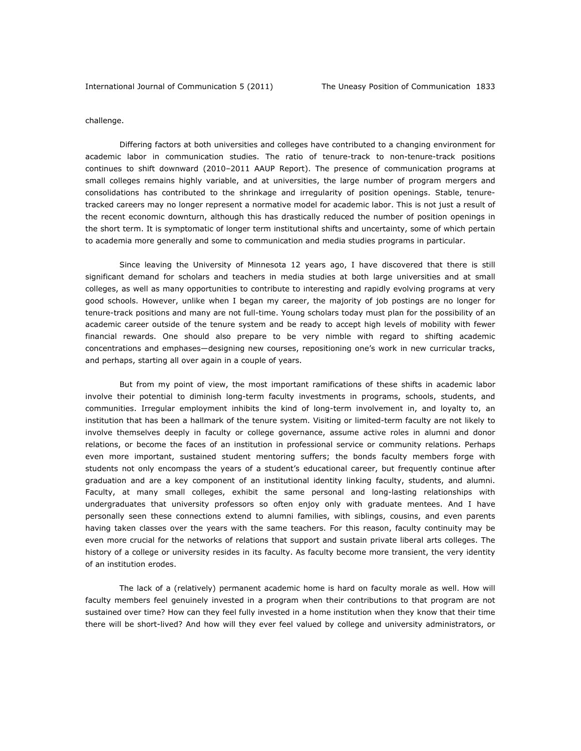challenge.

Differing factors at both universities and colleges have contributed to a changing environment for academic labor in communication studies. The ratio of tenure-track to non-tenure-track positions continues to shift downward (2010–2011 AAUP Report). The presence of communication programs at small colleges remains highly variable, and at universities, the large number of program mergers and consolidations has contributed to the shrinkage and irregularity of position openings. Stable, tenure-tracked careers may no longer represent a normative model for academic labor. This is not just a result of the recent economic downturn, although this has drastically reduced the number of position openings in the short term. It is symptomatic of longer term institutional shifts and uncertainty, some of which pertain to academia more generally and some to communication and media studies programs in particular.

Since leaving the University of Minnesota 12 years ago, I have discovered that there is still significant demand for scholars and teachers in media studies at both large universities and at small colleges, as well as many opportunities to contribute to interesting and rapidly evolving programs at very good schools. However, unlike when I began my career, the majority of job postings are no longer for tenure-track positions and many are not full-time. Young scholars today must plan for the possibility of an academic career outside of the tenure system and be ready to accept high levels of mobility with fewer financial rewards. One should also prepare to be very nimble with regard to shifting academic concentrations and emphases—designing new courses, repositioning one's work in new curricular tracks, and perhaps, starting all over again in a couple of years.

But from my point of view, the most important ramifications of these shifts in academic labor involve their potential to diminish long-term faculty investments in programs, schools, students, and communities. Irregular employment inhibits the kind of long-term involvement in, and loyalty to, an institution that has been a hallmark of the tenure system. Visiting or limited-term faculty are not likely to involve themselves deeply in faculty or college governance, assume active roles in alumni and donor relations, or become the faces of an institution in professional service or community relations. Perhaps even more important, sustained student mentoring suffers; the bonds faculty members forge with students not only encompass the years of a student's educational career, but frequently continue after graduation and are a key component of an institutional identity linking faculty, students, and alumni. Faculty, at many small colleges, exhibit the same personal and long-lasting relationships with undergraduates that university professors so often enjoy only with graduate mentees. And I have personally seen these connections extend to alumni families, with siblings, cousins, and even parents having taken classes over the years with the same teachers. For this reason, faculty continuity may be even more crucial for the networks of relations that support and sustain private liberal arts colleges. The history of a college or university resides in its faculty. As faculty become more transient, the very identity of an institution erodes.

The lack of a (relatively) permanent academic home is hard on faculty morale as well. How will faculty members feel genuinely invested in a program when their contributions to that program are not sustained over time? How can they feel fully invested in a home institution when they know that their time there will be short-lived? And how will they ever feel valued by college and university administrators, or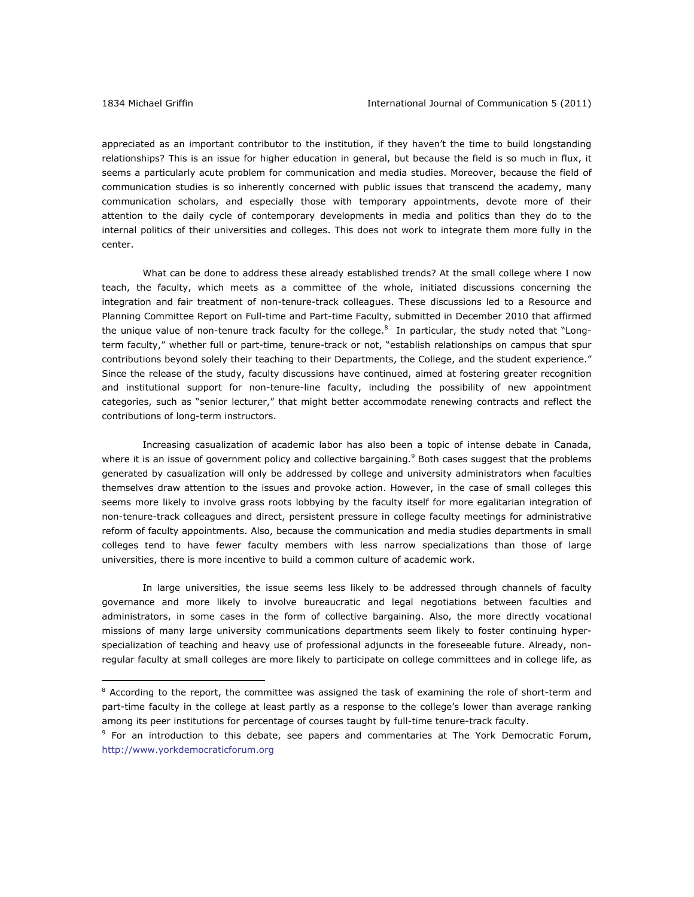appreciated as an important contributor to the institution, if they haven't the time to build longstanding relationships? This is an issue for higher education in general, but because the field is so much in flux, it seems a particularly acute problem for communication and media studies. Moreover, because the field of communication studies is so inherently concerned with public issues that transcend the academy, many communication scholars, and especially those with temporary appointments, devote more of their attention to the daily cycle of contemporary developments in media and politics than they do to the internal politics of their universities and colleges. This does not work to integrate them more fully in the center.

What can be done to address these already established trends? At the small college where I now teach, the faculty, which meets as a committee of the whole, initiated discussions concerning the integration and fair treatment of non-tenure-track colleagues. These discussions led to a Resource and Planning Committee Report on Full-time and Part-time Faculty, submitted in December 2010 that affirmed the unique value of non-tenure track faculty for the college.[8] In particular, the study noted that "Long-term faculty," whether full or part-time, tenure-track or not, "establish relationships on campus that spur contributions beyond solely their teaching to their Departments, the College, and the student experience." Since the release of the study, faculty discussions have continued, aimed at fostering greater recognition and institutional support for non-tenure-line faculty, including the possibility of new appointment categories, such as "senior lecturer," that might better accommodate renewing contracts and reflect the contributions of long-term instructors.

Increasing casualization of academic labor has also been a topic of intense debate in Canada, where it is an issue of government policy and collective bargaining.[9] Both cases suggest that the problems generated by casualization will only be addressed by college and university administrators when faculties themselves draw attention to the issues and provoke action. However, in the case of small colleges this seems more likely to involve grass roots lobbying by the faculty itself for more egalitarian integration of non-tenure-track colleagues and direct, persistent pressure in college faculty meetings for administrative reform of faculty appointments. Also, because the communication and media studies departments in small colleges tend to have fewer faculty members with less narrow specializations than those of large universities, there is more incentive to build a common culture of academic work.

In large universities, the issue seems less likely to be addressed through channels of faculty governance and more likely to involve bureaucratic and legal negotiations between faculties and administrators, in some cases in the form of collective bargaining. Also, the more directly vocational missions of many large university communications departments seem likely to foster continuing hyper-specialization of teaching and heavy use of professional adjuncts in the foreseeable future. Already, non-regular faculty at small colleges are more likely to participate on college committees and in college life, as

---

[8] According to the report, the committee was assigned the task of examining the role of short-term and part-time faculty in the college at least partly as a response to the college's lower than average ranking among its peer institutions for percentage of courses taught by full-time tenure-track faculty.

[9] For an introduction to this debate, see papers and commentaries at The York Democratic Forum, http://www.yorkdemocraticforum.org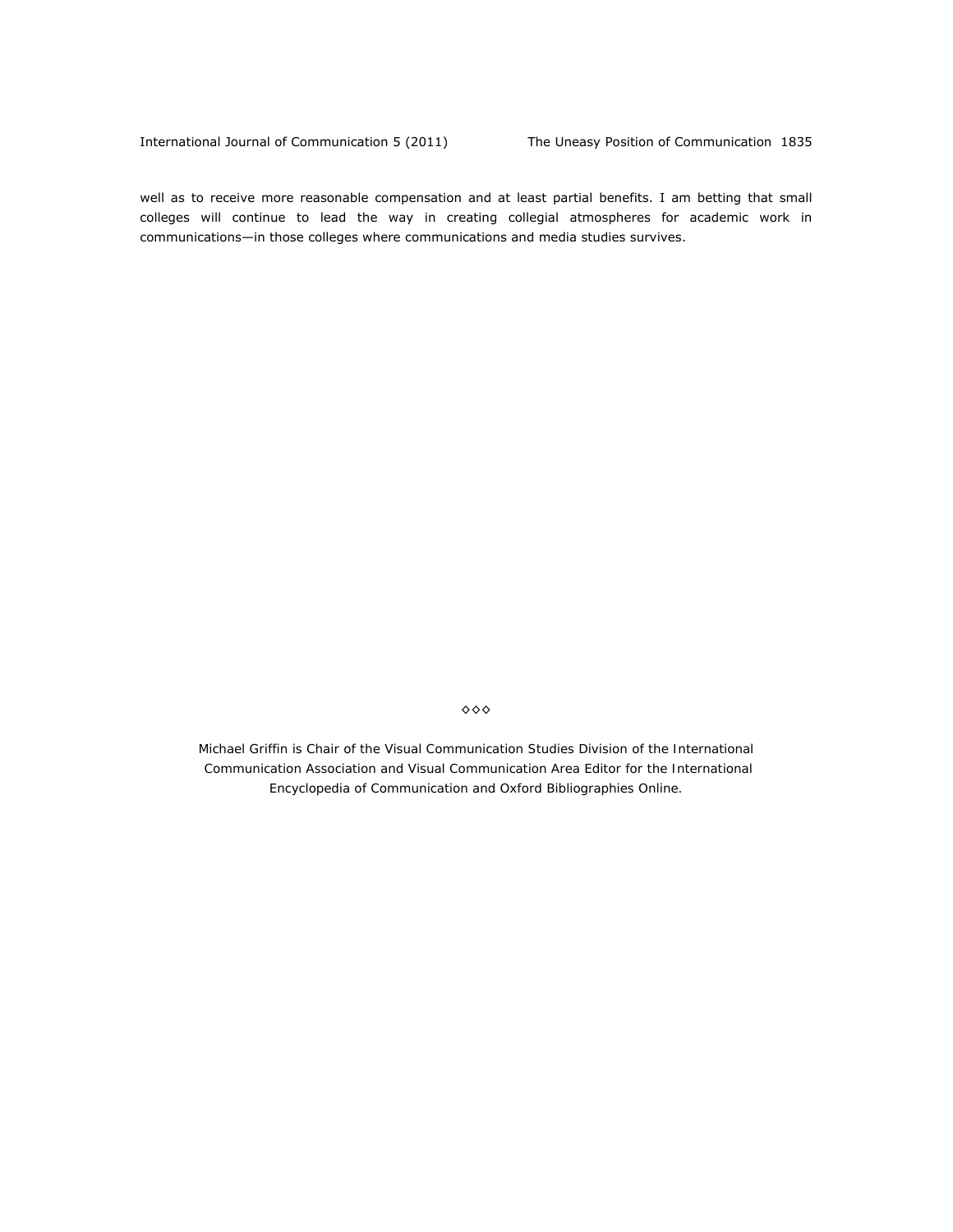well as to receive more reasonable compensation and at least partial benefits. I am betting that small colleges will continue to lead the way in creating collegial atmospheres for academic work in communications—in those colleges where communications and media studies survives.

◊◊◊

Michael Griffin is Chair of the Visual Communication Studies Division of the International Communication Association and Visual Communication Area Editor for the International Encyclopedia of Communication and Oxford Bibliographies Online.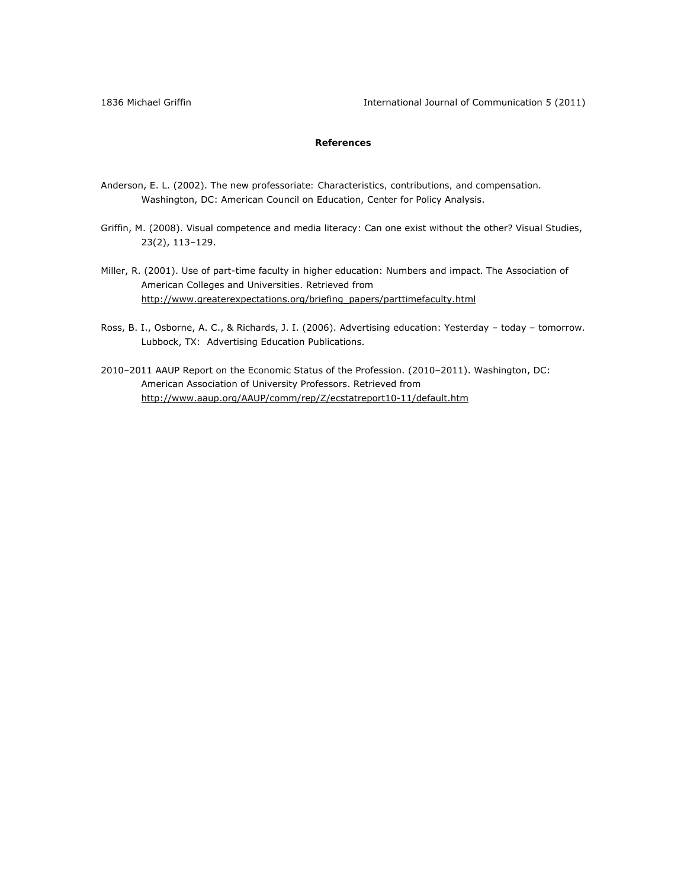## References

Anderson, E. L. (2002). The new professoriate: Characteristics, contributions, and compensation. Washington, DC: American Council on Education, Center for Policy Analysis.

Griffin, M. (2008). Visual competence and media literacy: Can one exist without the other? Visual Studies, 23(2), 113–129.

Miller, R. (2001). Use of part-time faculty in higher education: Numbers and impact. The Association of American Colleges and Universities. Retrieved from http://www.greaterexpectations.org/briefing_papers/parttimefaculty.html

Ross, B. I., Osborne, A. C., & Richards, J. I. (2006). Advertising education: Yesterday – today – tomorrow. Lubbock, TX: Advertising Education Publications.

2010–2011 AAUP Report on the Economic Status of the Profession. (2010–2011). Washington, DC: American Association of University Professors. Retrieved from http://www.aaup.org/AAUP/comm/rep/Z/ecstatreport10-11/default.htm